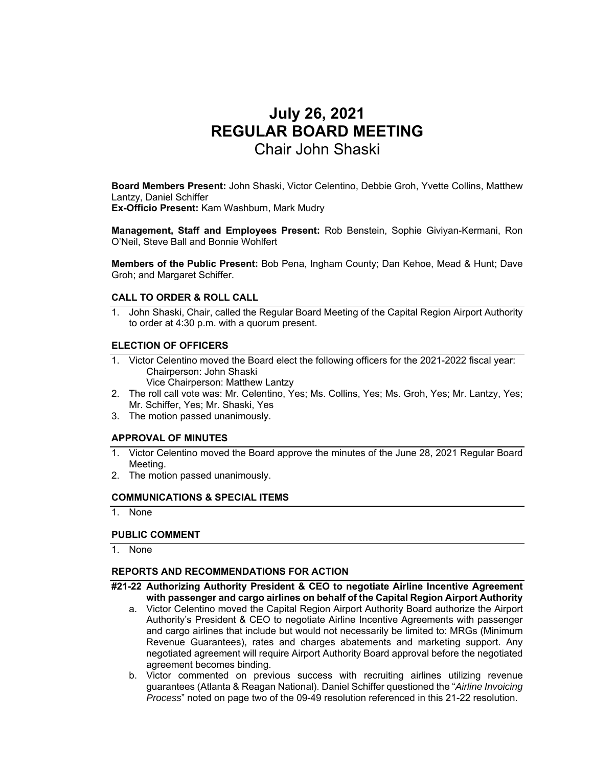# July 26, 2021
# REGULAR BOARD MEETING
## Chair John Shaski

**Board Members Present:** John Shaski, Victor Celentino, Debbie Groh, Yvette Collins, Matthew Lantzy, Daniel Schiffer
**Ex-Officio Present:** Kam Washburn, Mark Mudry

**Management, Staff and Employees Present:** Rob Benstein, Sophie Giviyan-Kermani, Ron O'Neil, Steve Ball and Bonnie Wohlfert

**Members of the Public Present:** Bob Pena, Ingham County; Dan Kehoe, Mead & Hunt; Dave Groh; and Margaret Schiffer.

### CALL TO ORDER & ROLL CALL

1. John Shaski, Chair, called the Regular Board Meeting of the Capital Region Airport Authority to order at 4:30 p.m. with a quorum present.

### ELECTION OF OFFICERS

1. Victor Celentino moved the Board elect the following officers for the 2021-2022 fiscal year:
   Chairperson: John Shaski
   Vice Chairperson: Matthew Lantzy
2. The roll call vote was: Mr. Celentino, Yes; Ms. Collins, Yes; Ms. Groh, Yes; Mr. Lantzy, Yes; Mr. Schiffer, Yes; Mr. Shaski, Yes
3. The motion passed unanimously.

### APPROVAL OF MINUTES

1. Victor Celentino moved the Board approve the minutes of the June 28, 2021 Regular Board Meeting.
2. The motion passed unanimously.

### COMMUNICATIONS & SPECIAL ITEMS

1. None

### PUBLIC COMMENT

1. None

### REPORTS AND RECOMMENDATIONS FOR ACTION

**#21-22 Authorizing Authority President & CEO to negotiate Airline Incentive Agreement with passenger and cargo airlines on behalf of the Capital Region Airport Authority**

a. Victor Celentino moved the Capital Region Airport Authority Board authorize the Airport Authority's President & CEO to negotiate Airline Incentive Agreements with passenger and cargo airlines that include but would not necessarily be limited to: MRGs (Minimum Revenue Guarantees), rates and charges abatements and marketing support. Any negotiated agreement will require Airport Authority Board approval before the negotiated agreement becomes binding.
b. Victor commented on previous success with recruiting airlines utilizing revenue guarantees (Atlanta & Reagan National). Daniel Schiffer questioned the "*Airline Invoicing Process*" noted on page two of the 09-49 resolution referenced in this 21-22 resolution.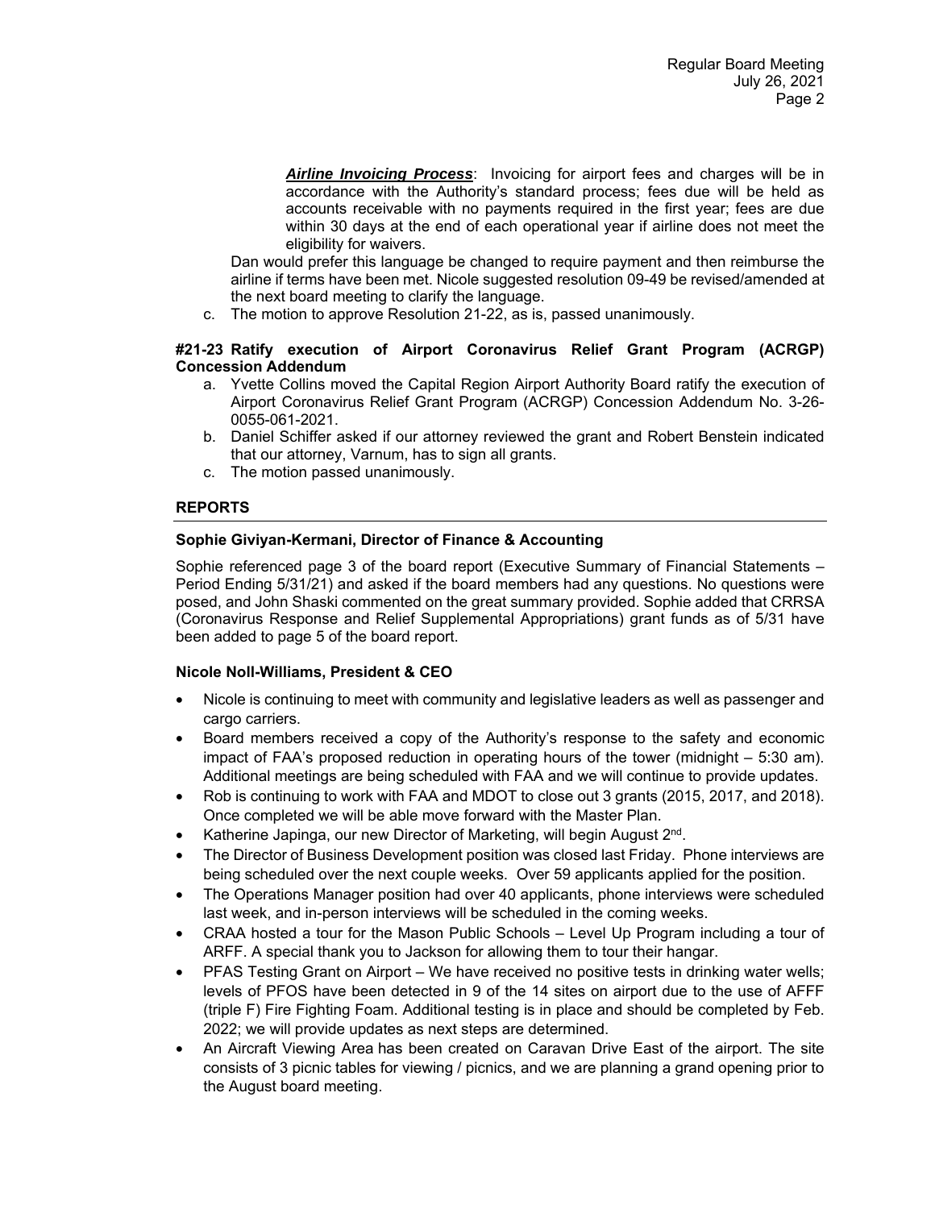***Airline Invoicing Process***: Invoicing for airport fees and charges will be in accordance with the Authority's standard process; fees due will be held as accounts receivable with no payments required in the first year; fees are due within 30 days at the end of each operational year if airline does not meet the eligibility for waivers.

Dan would prefer this language be changed to require payment and then reimburse the airline if terms have been met. Nicole suggested resolution 09-49 be revised/amended at the next board meeting to clarify the language.

c. The motion to approve Resolution 21-22, as is, passed unanimously.

**#21-23 Ratify execution of Airport Coronavirus Relief Grant Program (ACRGP) Concession Addendum**

a. Yvette Collins moved the Capital Region Airport Authority Board ratify the execution of Airport Coronavirus Relief Grant Program (ACRGP) Concession Addendum No. 3-26-0055-061-2021.
b. Daniel Schiffer asked if our attorney reviewed the grant and Robert Benstein indicated that our attorney, Varnum, has to sign all grants.
c. The motion passed unanimously.

## REPORTS

**Sophie Giviyan-Kermani, Director of Finance & Accounting**

Sophie referenced page 3 of the board report (Executive Summary of Financial Statements – Period Ending 5/31/21) and asked if the board members had any questions. No questions were posed, and John Shaski commented on the great summary provided. Sophie added that CRRSA (Coronavirus Response and Relief Supplemental Appropriations) grant funds as of 5/31 have been added to page 5 of the board report.

**Nicole Noll-Williams, President & CEO**

- Nicole is continuing to meet with community and legislative leaders as well as passenger and cargo carriers.
- Board members received a copy of the Authority's response to the safety and economic impact of FAA's proposed reduction in operating hours of the tower (midnight – 5:30 am). Additional meetings are being scheduled with FAA and we will continue to provide updates.
- Rob is continuing to work with FAA and MDOT to close out 3 grants (2015, 2017, and 2018). Once completed we will be able move forward with the Master Plan.
- Katherine Japinga, our new Director of Marketing, will begin August 2nd.
- The Director of Business Development position was closed last Friday. Phone interviews are being scheduled over the next couple weeks. Over 59 applicants applied for the position.
- The Operations Manager position had over 40 applicants, phone interviews were scheduled last week, and in-person interviews will be scheduled in the coming weeks.
- CRAA hosted a tour for the Mason Public Schools – Level Up Program including a tour of ARFF. A special thank you to Jackson for allowing them to tour their hangar.
- PFAS Testing Grant on Airport – We have received no positive tests in drinking water wells; levels of PFOS have been detected in 9 of the 14 sites on airport due to the use of AFFF (triple F) Fire Fighting Foam. Additional testing is in place and should be completed by Feb. 2022; we will provide updates as next steps are determined.
- An Aircraft Viewing Area has been created on Caravan Drive East of the airport. The site consists of 3 picnic tables for viewing / picnics, and we are planning a grand opening prior to the August board meeting.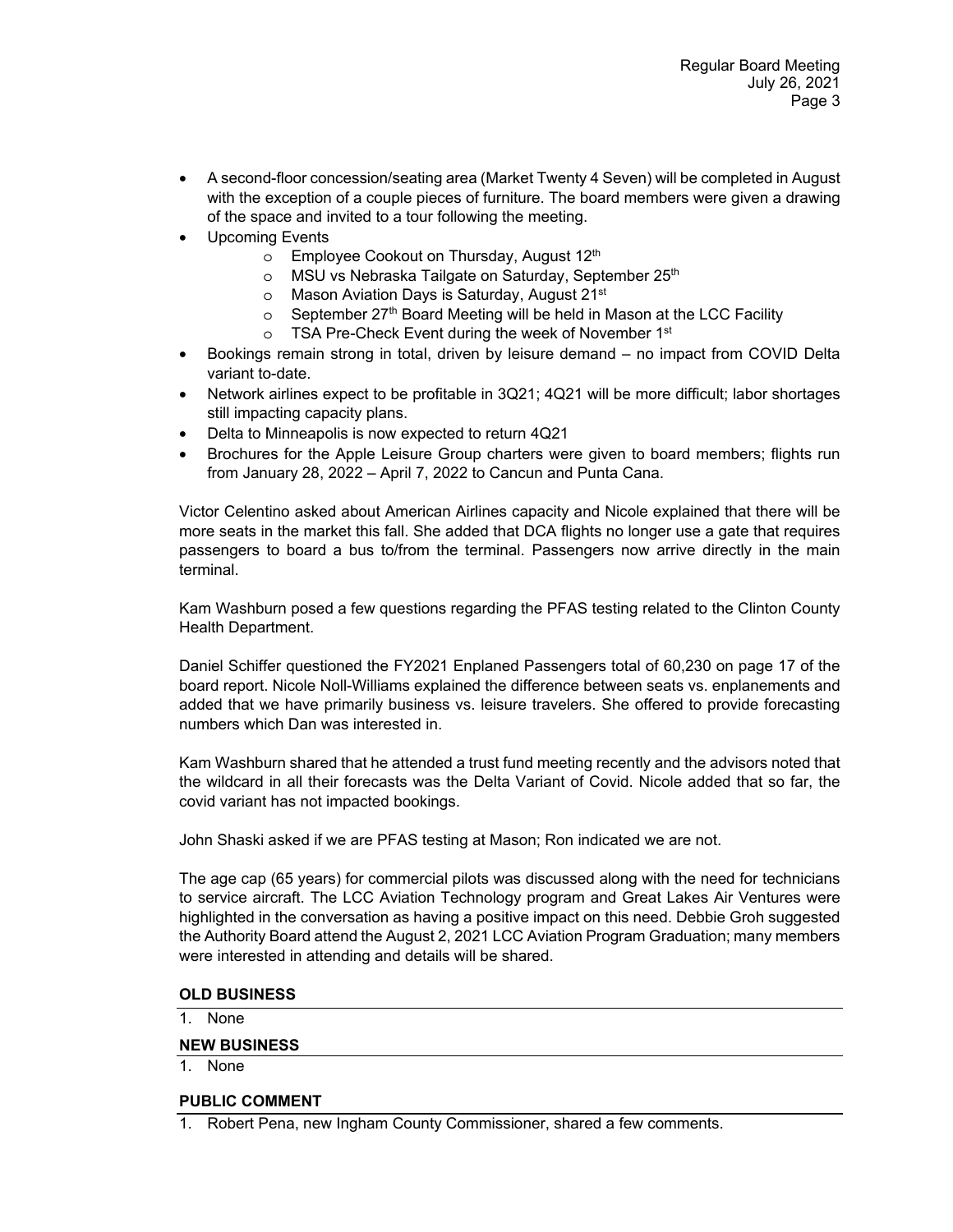- A second-floor concession/seating area (Market Twenty 4 Seven) will be completed in August with the exception of a couple pieces of furniture. The board members were given a drawing of the space and invited to a tour following the meeting.
- Upcoming Events
  - Employee Cookout on Thursday, August 12th
  - MSU vs Nebraska Tailgate on Saturday, September 25th
  - Mason Aviation Days is Saturday, August 21st
  - September 27th Board Meeting will be held in Mason at the LCC Facility
  - TSA Pre-Check Event during the week of November 1st
- Bookings remain strong in total, driven by leisure demand – no impact from COVID Delta variant to-date.
- Network airlines expect to be profitable in 3Q21; 4Q21 will be more difficult; labor shortages still impacting capacity plans.
- Delta to Minneapolis is now expected to return 4Q21
- Brochures for the Apple Leisure Group charters were given to board members; flights run from January 28, 2022 – April 7, 2022 to Cancun and Punta Cana.

Victor Celentino asked about American Airlines capacity and Nicole explained that there will be more seats in the market this fall. She added that DCA flights no longer use a gate that requires passengers to board a bus to/from the terminal. Passengers now arrive directly in the main terminal.

Kam Washburn posed a few questions regarding the PFAS testing related to the Clinton County Health Department.

Daniel Schiffer questioned the FY2021 Enplaned Passengers total of 60,230 on page 17 of the board report. Nicole Noll-Williams explained the difference between seats vs. enplanements and added that we have primarily business vs. leisure travelers. She offered to provide forecasting numbers which Dan was interested in.

Kam Washburn shared that he attended a trust fund meeting recently and the advisors noted that the wildcard in all their forecasts was the Delta Variant of Covid. Nicole added that so far, the covid variant has not impacted bookings.

John Shaski asked if we are PFAS testing at Mason; Ron indicated we are not.

The age cap (65 years) for commercial pilots was discussed along with the need for technicians to service aircraft. The LCC Aviation Technology program and Great Lakes Air Ventures were highlighted in the conversation as having a positive impact on this need. Debbie Groh suggested the Authority Board attend the August 2, 2021 LCC Aviation Program Graduation; many members were interested in attending and details will be shared.

## OLD BUSINESS

1. None

## NEW BUSINESS

1. None

## PUBLIC COMMENT

1. Robert Pena, new Ingham County Commissioner, shared a few comments.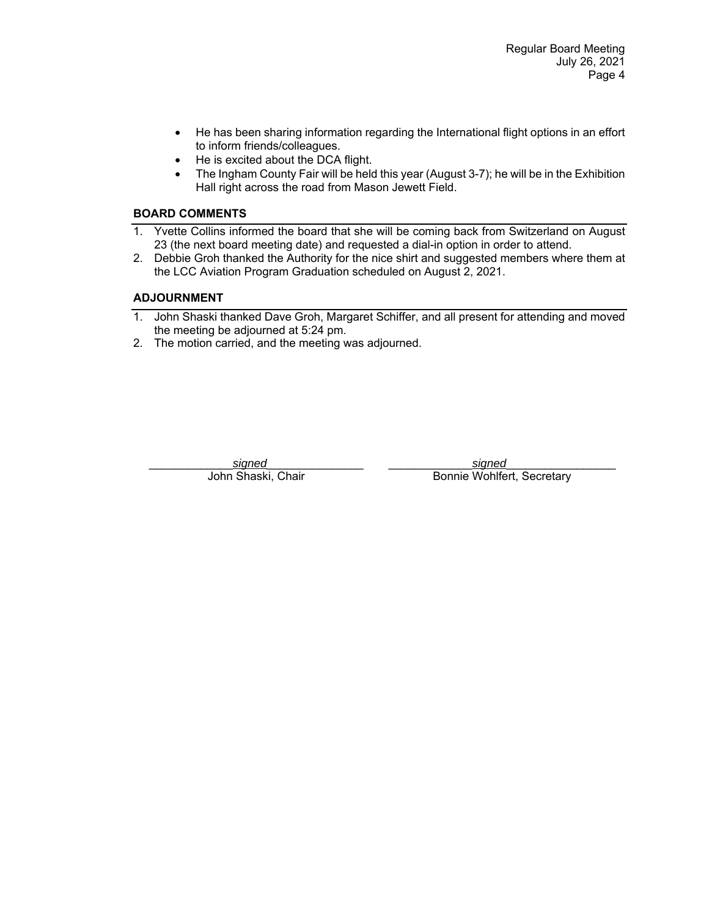- He has been sharing information regarding the International flight options in an effort to inform friends/colleagues.
- He is excited about the DCA flight.
- The Ingham County Fair will be held this year (August 3-7); he will be in the Exhibition Hall right across the road from Mason Jewett Field.

**BOARD COMMENTS**

1. Yvette Collins informed the board that she will be coming back from Switzerland on August 23 (the next board meeting date) and requested a dial-in option in order to attend.
2. Debbie Groh thanked the Authority for the nice shirt and suggested members where them at the LCC Aviation Program Graduation scheduled on August 2, 2021.

**ADJOURNMENT**

1. John Shaski thanked Dave Groh, Margaret Schiffer, and all present for attending and moved the meeting be adjourned at 5:24 pm.
2. The motion carried, and the meeting was adjourned.

*signed*
John Shaski, Chair

*signed*
Bonnie Wohlfert, Secretary